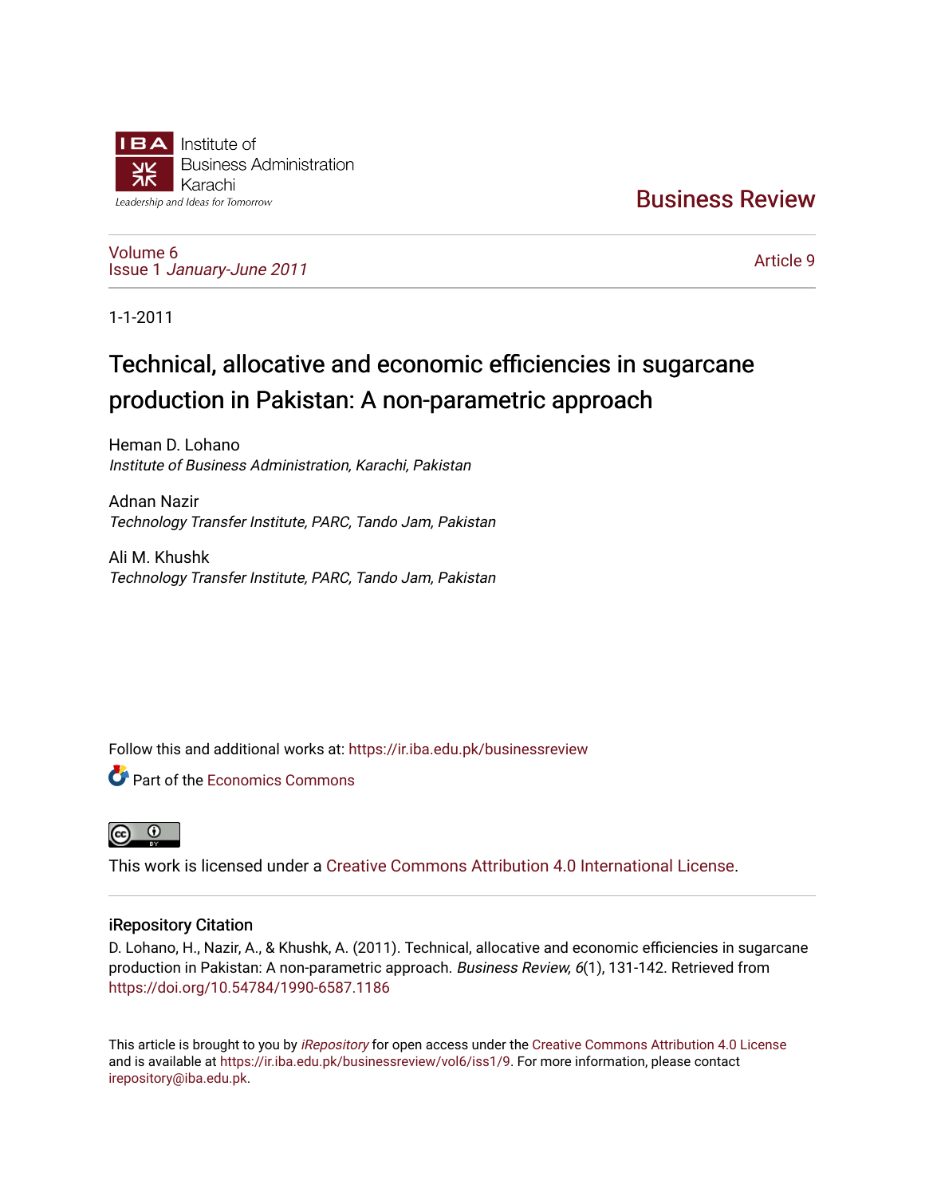Institute of Business Administration Karachi

Leadership and Ideas for Tomorrow

Business Review

Volume 6
Issue 1 *January-June 2011*

Article 9

1-1-2011

# Technical, allocative and economic efficiencies in sugarcane production in Pakistan: A non-parametric approach

Heman D. Lohano
*Institute of Business Administration, Karachi, Pakistan*

Adnan Nazir
*Technology Transfer Institute, PARC, Tando Jam, Pakistan*

Ali M. Khushk
*Technology Transfer Institute, PARC, Tando Jam, Pakistan*

Follow this and additional works at: https://ir.iba.edu.pk/businessreview

Part of the Economics Commons

This work is licensed under a Creative Commons Attribution 4.0 International License.

## iRepository Citation

D. Lohano, H., Nazir, A., & Khushk, A. (2011). Technical, allocative and economic efficiencies in sugarcane production in Pakistan: A non-parametric approach. *Business Review, 6*(1), 131-142. Retrieved from https://doi.org/10.54784/1990-6587.1186

This article is brought to you by *iRepository* for open access under the Creative Commons Attribution 4.0 License and is available at https://ir.iba.edu.pk/businessreview/vol6/iss1/9. For more information, please contact irepository@iba.edu.pk.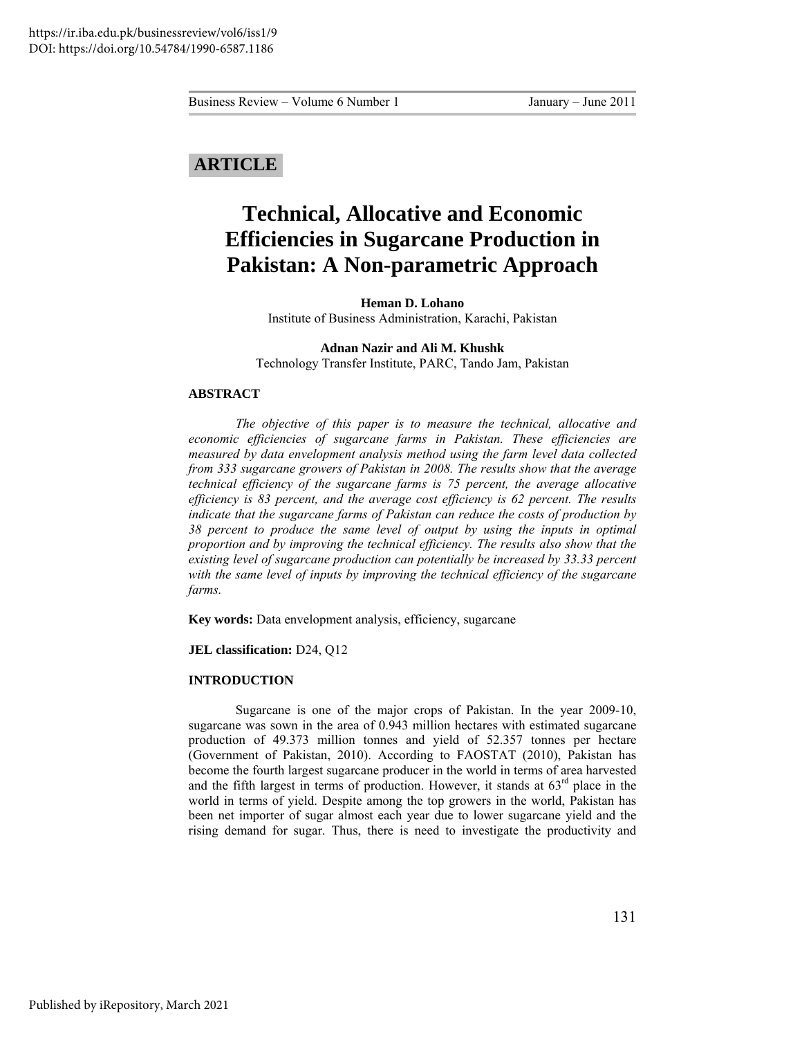# Technical, Allocative and Economic Efficiencies in Sugarcane Production in Pakistan: A Non-parametric Approach

**Heman D. Lohano**
Institute of Business Administration, Karachi, Pakistan

**Adnan Nazir and Ali M. Khushk**
Technology Transfer Institute, PARC, Tando Jam, Pakistan

## ABSTRACT

*The objective of this paper is to measure the technical, allocative and economic efficiencies of sugarcane farms in Pakistan. These efficiencies are measured by data envelopment analysis method using the farm level data collected from 333 sugarcane growers of Pakistan in 2008. The results show that the average technical efficiency of the sugarcane farms is 75 percent, the average allocative efficiency is 83 percent, and the average cost efficiency is 62 percent. The results indicate that the sugarcane farms of Pakistan can reduce the costs of production by 38 percent to produce the same level of output by using the inputs in optimal proportion and by improving the technical efficiency. The results also show that the existing level of sugarcane production can potentially be increased by 33.33 percent with the same level of inputs by improving the technical efficiency of the sugarcane farms.*

**Key words:** Data envelopment analysis, efficiency, sugarcane

**JEL classification:** D24, Q12

## INTRODUCTION

Sugarcane is one of the major crops of Pakistan. In the year 2009-10, sugarcane was sown in the area of 0.943 million hectares with estimated sugarcane production of 49.373 million tonnes and yield of 52.357 tonnes per hectare (Government of Pakistan, 2010). According to FAOSTAT (2010), Pakistan has become the fourth largest sugarcane producer in the world in terms of area harvested and the fifth largest in terms of production. However, it stands at 63rd place in the world in terms of yield. Despite among the top growers in the world, Pakistan has been net importer of sugar almost each year due to lower sugarcane yield and the rising demand for sugar. Thus, there is need to investigate the productivity and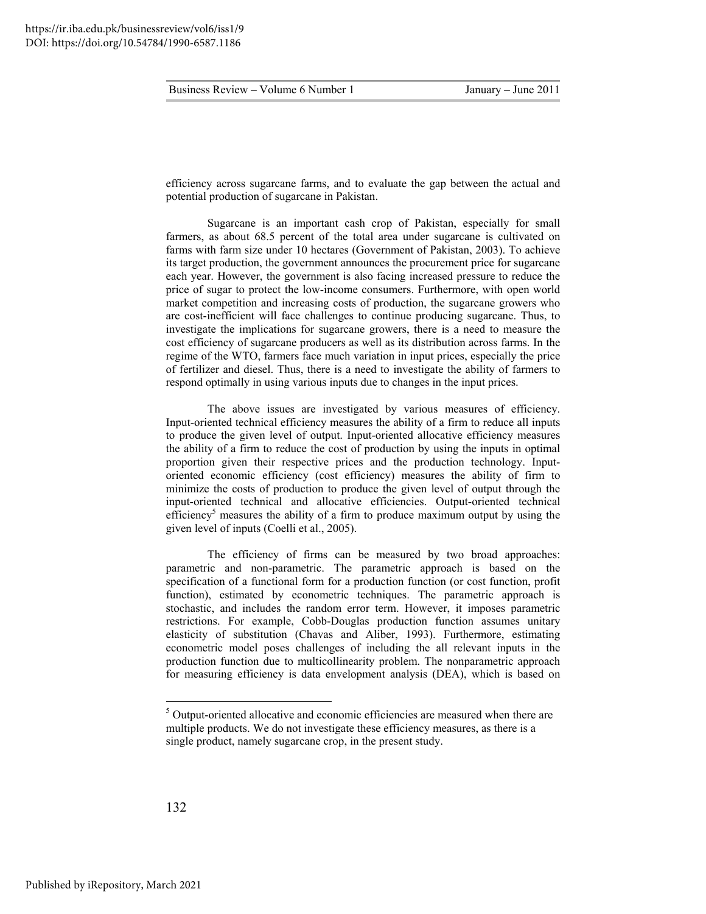efficiency across sugarcane farms, and to evaluate the gap between the actual and potential production of sugarcane in Pakistan.

Sugarcane is an important cash crop of Pakistan, especially for small farmers, as about 68.5 percent of the total area under sugarcane is cultivated on farms with farm size under 10 hectares (Government of Pakistan, 2003). To achieve its target production, the government announces the procurement price for sugarcane each year. However, the government is also facing increased pressure to reduce the price of sugar to protect the low-income consumers. Furthermore, with open world market competition and increasing costs of production, the sugarcane growers who are cost-inefficient will face challenges to continue producing sugarcane. Thus, to investigate the implications for sugarcane growers, there is a need to measure the cost efficiency of sugarcane producers as well as its distribution across farms. In the regime of the WTO, farmers face much variation in input prices, especially the price of fertilizer and diesel. Thus, there is a need to investigate the ability of farmers to respond optimally in using various inputs due to changes in the input prices.

The above issues are investigated by various measures of efficiency. Input-oriented technical efficiency measures the ability of a firm to reduce all inputs to produce the given level of output. Input-oriented allocative efficiency measures the ability of a firm to reduce the cost of production by using the inputs in optimal proportion given their respective prices and the production technology. Input-oriented economic efficiency (cost efficiency) measures the ability of firm to minimize the costs of production to produce the given level of output through the input-oriented technical and allocative efficiencies. Output-oriented technical efficiency[5] measures the ability of a firm to produce maximum output by using the given level of inputs (Coelli et al., 2005).

The efficiency of firms can be measured by two broad approaches: parametric and non-parametric. The parametric approach is based on the specification of a functional form for a production function (or cost function, profit function), estimated by econometric techniques. The parametric approach is stochastic, and includes the random error term. However, it imposes parametric restrictions. For example, Cobb-Douglas production function assumes unitary elasticity of substitution (Chavas and Aliber, 1993). Furthermore, estimating econometric model poses challenges of including the all relevant inputs in the production function due to multicollinearity problem. The nonparametric approach for measuring efficiency is data envelopment analysis (DEA), which is based on

---

[5] Output-oriented allocative and economic efficiencies are measured when there are multiple products. We do not investigate these efficiency measures, as there is a single product, namely sugarcane crop, in the present study.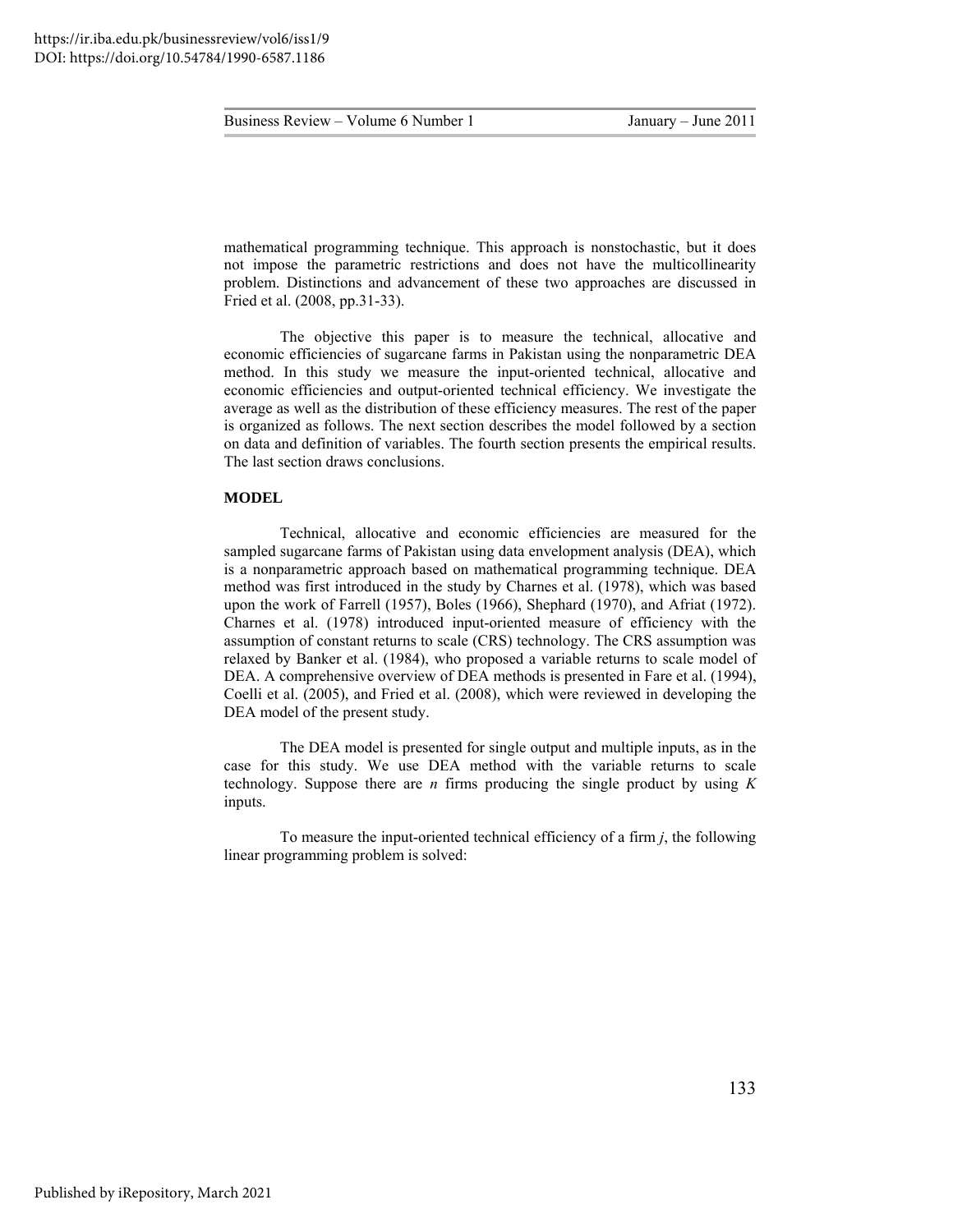mathematical programming technique. This approach is nonstochastic, but it does not impose the parametric restrictions and does not have the multicollinearity problem. Distinctions and advancement of these two approaches are discussed in Fried et al. (2008, pp.31-33).

The objective this paper is to measure the technical, allocative and economic efficiencies of sugarcane farms in Pakistan using the nonparametric DEA method. In this study we measure the input-oriented technical, allocative and economic efficiencies and output-oriented technical efficiency. We investigate the average as well as the distribution of these efficiency measures. The rest of the paper is organized as follows. The next section describes the model followed by a section on data and definition of variables. The fourth section presents the empirical results. The last section draws conclusions.

## MODEL

Technical, allocative and economic efficiencies are measured for the sampled sugarcane farms of Pakistan using data envelopment analysis (DEA), which is a nonparametric approach based on mathematical programming technique. DEA method was first introduced in the study by Charnes et al. (1978), which was based upon the work of Farrell (1957), Boles (1966), Shephard (1970), and Afriat (1972). Charnes et al. (1978) introduced input-oriented measure of efficiency with the assumption of constant returns to scale (CRS) technology. The CRS assumption was relaxed by Banker et al. (1984), who proposed a variable returns to scale model of DEA. A comprehensive overview of DEA methods is presented in Fare et al. (1994), Coelli et al. (2005), and Fried et al. (2008), which were reviewed in developing the DEA model of the present study.

The DEA model is presented for single output and multiple inputs, as in the case for this study. We use DEA method with the variable returns to scale technology. Suppose there are $n$ firms producing the single product by using $K$ inputs.

To measure the input-oriented technical efficiency of a firm $j$, the following linear programming problem is solved: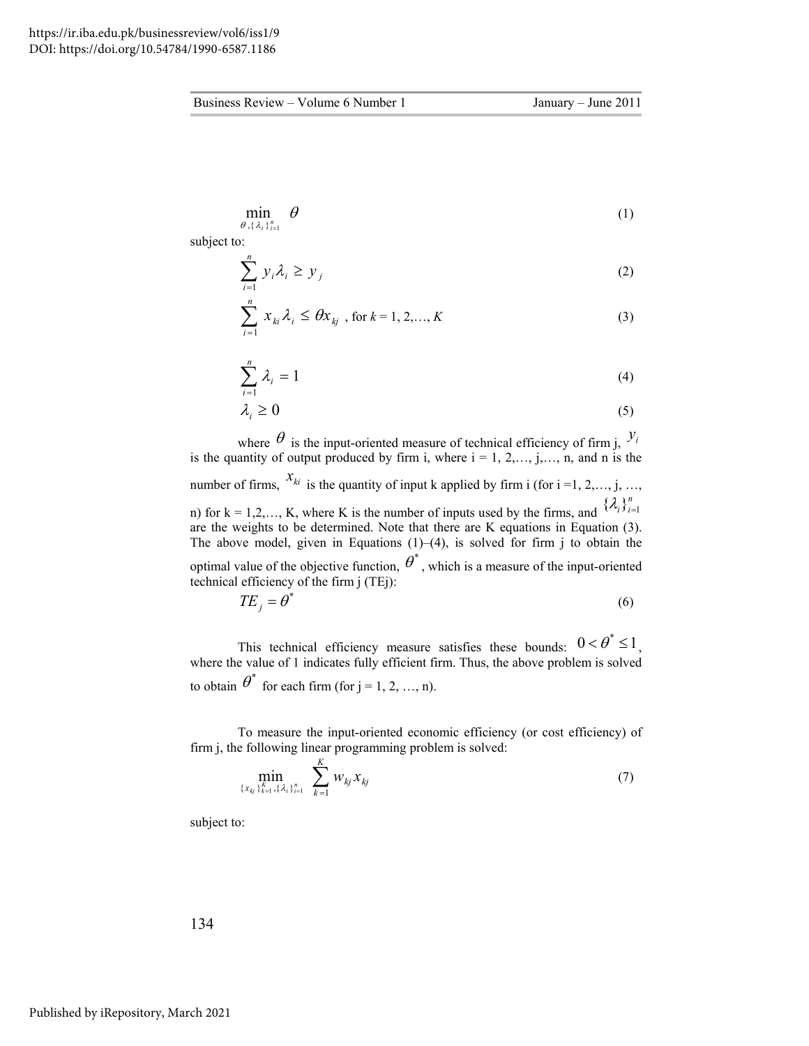$$\min_{\theta, \{\lambda_i\}_{i=1}^{n}} \quad \theta \tag{1}$$

subject to:

$$\sum_{i=1}^{n} y_i \lambda_i \geq y_j \tag{2}$$

$$\sum_{i=1}^{n} x_{ki} \lambda_i \leq \theta x_{kj} \text{ , for } k = 1, 2, \ldots, K \tag{3}$$

$$\sum_{i=1}^{n} \lambda_i = 1 \tag{4}$$

$$\lambda_i \geq 0 \tag{5}$$

where $\theta$ is the input-oriented measure of technical efficiency of firm j, $y_i$ is the quantity of output produced by firm i, where i = 1, 2,…, j,…, n, and n is the number of firms, $x_{ki}$ is the quantity of input k applied by firm i (for i =1, 2,…, j, …, n) for k = 1,2,…, K, where K is the number of inputs used by the firms, and $\{\lambda_i\}_{i=1}^{n}$ are the weights to be determined. Note that there are K equations in Equation (3). The above model, given in Equations (1)–(4), is solved for firm j to obtain the optimal value of the objective function, $\theta^*$, which is a measure of the input-oriented technical efficiency of the firm j (TEj):

$$TE_j = \theta^* \tag{6}$$

This technical efficiency measure satisfies these bounds: $0 < \theta^* \leq 1$, where the value of 1 indicates fully efficient firm. Thus, the above problem is solved to obtain $\theta^*$ for each firm (for j = 1, 2, …, n).

To measure the input-oriented economic efficiency (or cost efficiency) of firm j, the following linear programming problem is solved:

$$\min_{\{x_{kj}\}_{k=1}^{K}, \{\lambda_i\}_{i=1}^{n}} \quad \sum_{k=1}^{K} w_{kj} x_{kj} \tag{7}$$

subject to: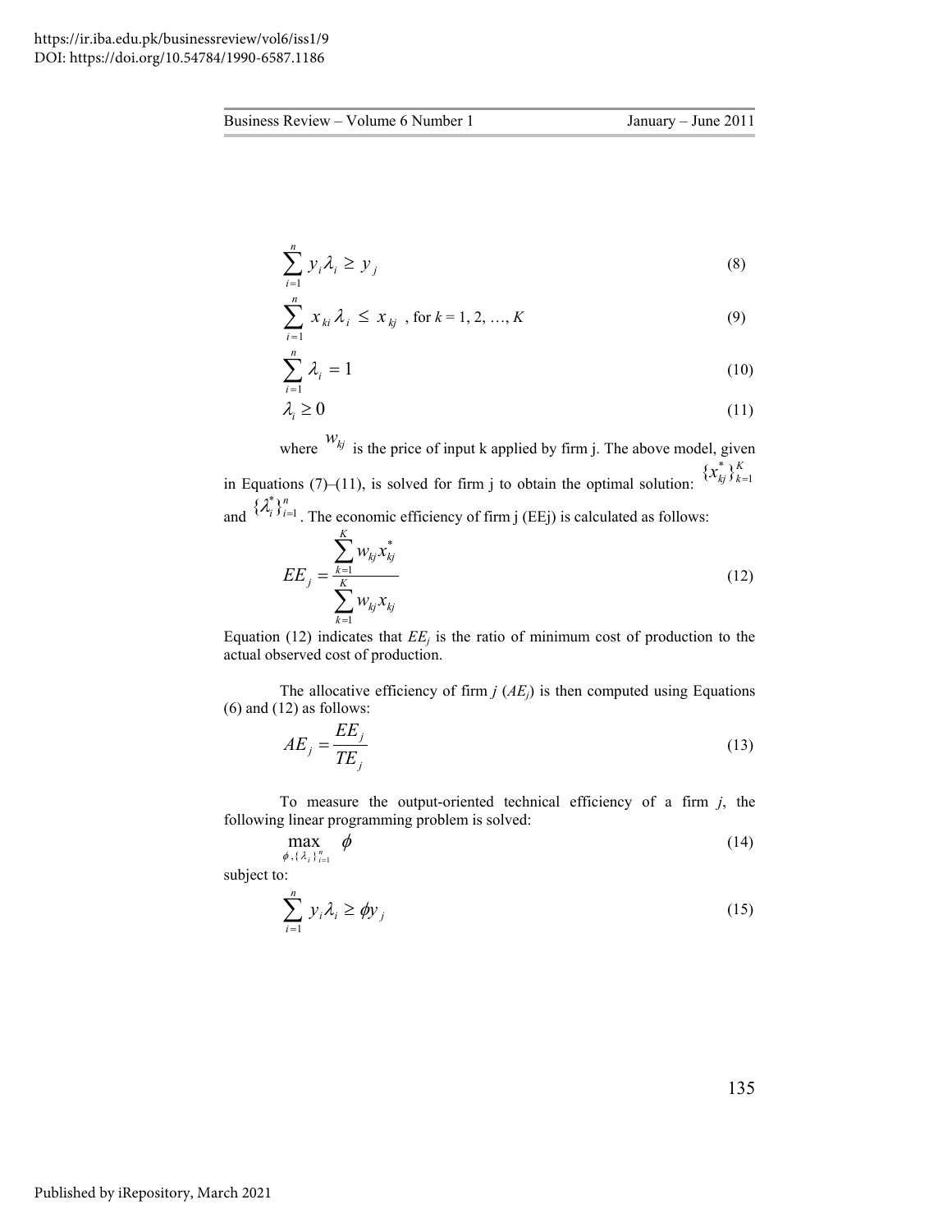$$\sum_{i=1}^{n} y_i \lambda_i \geq y_j \tag{8}$$

$$\sum_{i=1}^{n} x_{ki} \lambda_i \leq x_{kj} \text{ , for } k = 1, 2, \ldots, K \tag{9}$$

$$\sum_{i=1}^{n} \lambda_i = 1 \tag{10}$$

$$\lambda_i \geq 0 \tag{11}$$

where $w_{kj}$ is the price of input k applied by firm j. The above model, given in Equations (7)–(11), is solved for firm j to obtain the optimal solution: $\{x_{kj}^*\}_{k=1}^{K}$ and $\{\lambda_i^*\}_{i=1}^{n}$. The economic efficiency of firm j (EEj) is calculated as follows:

$$EE_j = \frac{\sum_{k=1}^{K} w_{kj} x_{kj}^*}{\sum_{k=1}^{K} w_{kj} x_{kj}} \tag{12}$$

Equation (12) indicates that $EE_j$ is the ratio of minimum cost of production to the actual observed cost of production.

The allocative efficiency of firm *j* ($AE_j$) is then computed using Equations (6) and (12) as follows:

$$AE_j = \frac{EE_j}{TE_j} \tag{13}$$

To measure the output-oriented technical efficiency of a firm *j*, the following linear programming problem is solved:

$$\max_{\phi, \{\lambda_i\}_{i=1}^{n}} \phi \tag{14}$$

subject to:

$$\sum_{i=1}^{n} y_i \lambda_i \geq \phi y_j \tag{15}$$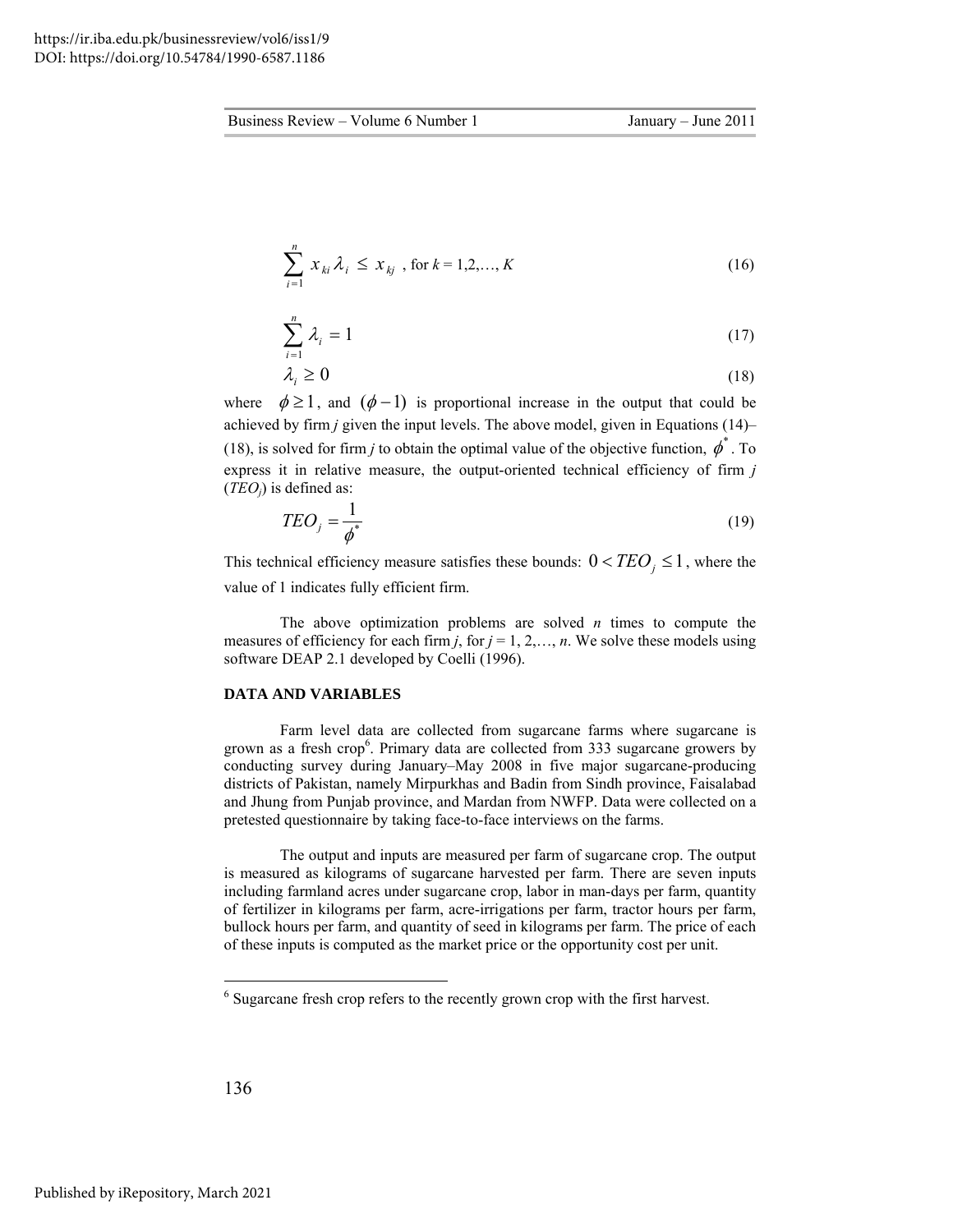$$\sum_{i=1}^{n} x_{ki} \lambda_i \leq x_{kj} \text{ , for } k = 1,2,\ldots, K \tag{16}$$

$$\sum_{i=1}^{n} \lambda_i = 1 \tag{17}$$

$$\lambda_i \geq 0 \tag{18}$$

where $\phi \geq 1$, and $(\phi - 1)$ is proportional increase in the output that could be achieved by firm $j$ given the input levels. The above model, given in Equations (14)–(18), is solved for firm $j$ to obtain the optimal value of the objective function, $\phi^*$. To express it in relative measure, the output-oriented technical efficiency of firm $j$ ($TEO_j$) is defined as:

$$TEO_j = \frac{1}{\phi^*} \tag{19}$$

This technical efficiency measure satisfies these bounds: $0 < TEO_j \leq 1$, where the value of 1 indicates fully efficient firm.

The above optimization problems are solved $n$ times to compute the measures of efficiency for each firm $j$, for $j = 1, 2,\ldots, n$. We solve these models using software DEAP 2.1 developed by Coelli (1996).

## DATA AND VARIABLES

Farm level data are collected from sugarcane farms where sugarcane is grown as a fresh crop[6]. Primary data are collected from 333 sugarcane growers by conducting survey during January–May 2008 in five major sugarcane-producing districts of Pakistan, namely Mirpurkhas and Badin from Sindh province, Faisalabad and Jhung from Punjab province, and Mardan from NWFP. Data were collected on a pretested questionnaire by taking face-to-face interviews on the farms.

The output and inputs are measured per farm of sugarcane crop. The output is measured as kilograms of sugarcane harvested per farm. There are seven inputs including farmland acres under sugarcane crop, labor in man-days per farm, quantity of fertilizer in kilograms per farm, acre-irrigations per farm, tractor hours per farm, bullock hours per farm, and quantity of seed in kilograms per farm. The price of each of these inputs is computed as the market price or the opportunity cost per unit.

---

[6] Sugarcane fresh crop refers to the recently grown crop with the first harvest.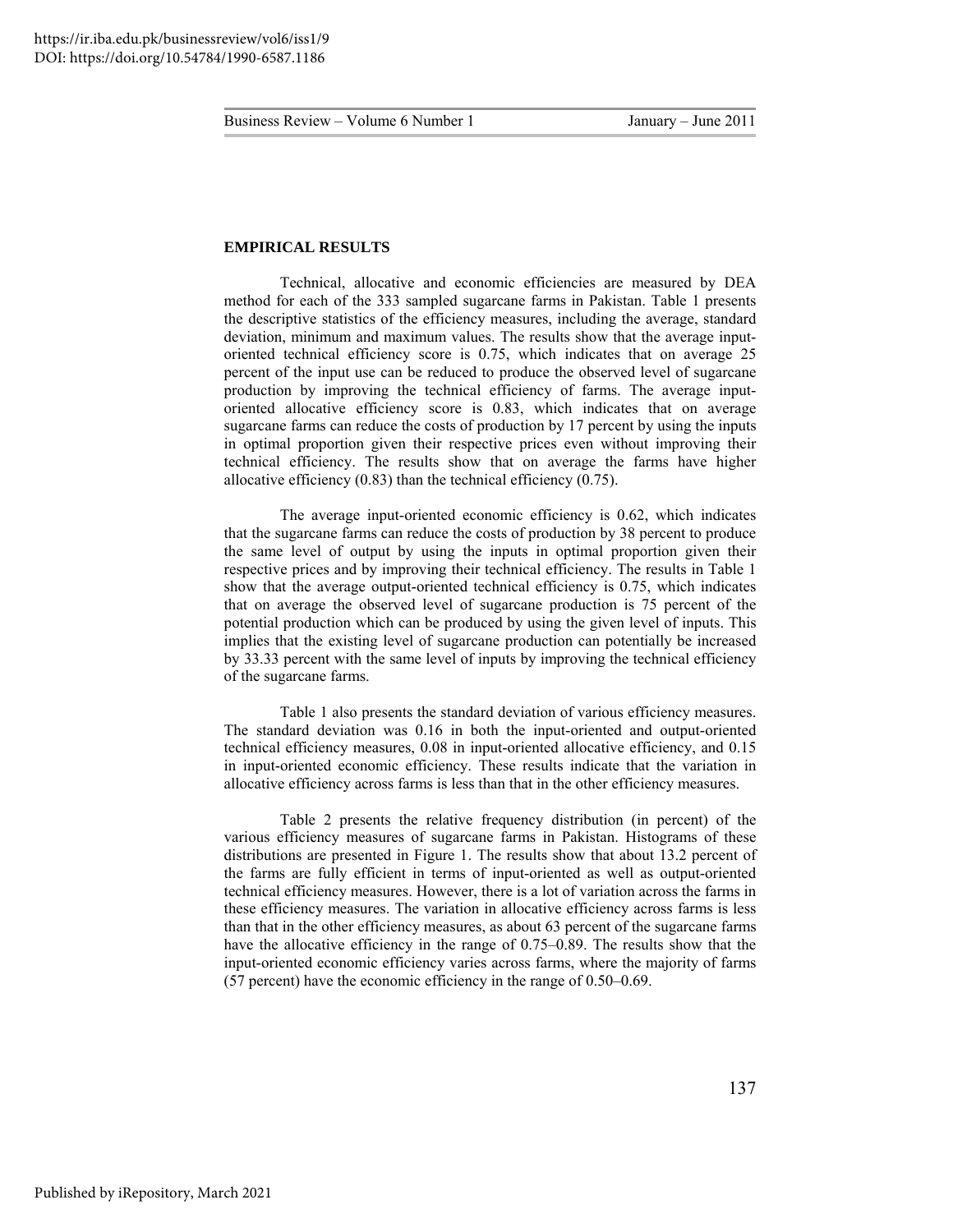**EMPIRICAL RESULTS**

Technical, allocative and economic efficiencies are measured by DEA method for each of the 333 sampled sugarcane farms in Pakistan. Table 1 presents the descriptive statistics of the efficiency measures, including the average, standard deviation, minimum and maximum values. The results show that the average input-oriented technical efficiency score is 0.75, which indicates that on average 25 percent of the input use can be reduced to produce the observed level of sugarcane production by improving the technical efficiency of farms. The average input-oriented allocative efficiency score is 0.83, which indicates that on average sugarcane farms can reduce the costs of production by 17 percent by using the inputs in optimal proportion given their respective prices even without improving their technical efficiency. The results show that on average the farms have higher allocative efficiency (0.83) than the technical efficiency (0.75).

The average input-oriented economic efficiency is 0.62, which indicates that the sugarcane farms can reduce the costs of production by 38 percent to produce the same level of output by using the inputs in optimal proportion given their respective prices and by improving their technical efficiency. The results in Table 1 show that the average output-oriented technical efficiency is 0.75, which indicates that on average the observed level of sugarcane production is 75 percent of the potential production which can be produced by using the given level of inputs. This implies that the existing level of sugarcane production can potentially be increased by 33.33 percent with the same level of inputs by improving the technical efficiency of the sugarcane farms.

Table 1 also presents the standard deviation of various efficiency measures. The standard deviation was 0.16 in both the input-oriented and output-oriented technical efficiency measures, 0.08 in input-oriented allocative efficiency, and 0.15 in input-oriented economic efficiency. These results indicate that the variation in allocative efficiency across farms is less than that in the other efficiency measures.

Table 2 presents the relative frequency distribution (in percent) of the various efficiency measures of sugarcane farms in Pakistan. Histograms of these distributions are presented in Figure 1. The results show that about 13.2 percent of the farms are fully efficient in terms of input-oriented as well as output-oriented technical efficiency measures. However, there is a lot of variation across the farms in these efficiency measures. The variation in allocative efficiency across farms is less than that in the other efficiency measures, as about 63 percent of the sugarcane farms have the allocative efficiency in the range of 0.75–0.89. The results show that the input-oriented economic efficiency varies across farms, where the majority of farms (57 percent) have the economic efficiency in the range of 0.50–0.69.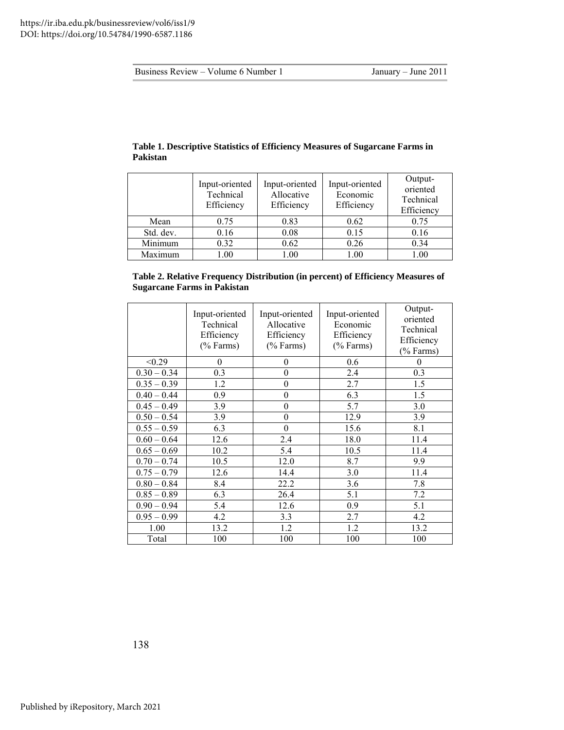**Table 1. Descriptive Statistics of Efficiency Measures of Sugarcane Farms in Pakistan**

| | Input-oriented Technical Efficiency | Input-oriented Allocative Efficiency | Input-oriented Economic Efficiency | Output-oriented Technical Efficiency |
|---|---|---|---|---|
| Mean | 0.75 | 0.83 | 0.62 | 0.75 |
| Std. dev. | 0.16 | 0.08 | 0.15 | 0.16 |
| Minimum | 0.32 | 0.62 | 0.26 | 0.34 |
| Maximum | 1.00 | 1.00 | 1.00 | 1.00 |

**Table 2. Relative Frequency Distribution (in percent) of Efficiency Measures of Sugarcane Farms in Pakistan**

| | Input-oriented Technical Efficiency (% Farms) | Input-oriented Allocative Efficiency (% Farms) | Input-oriented Economic Efficiency (% Farms) | Output-oriented Technical Efficiency (% Farms) |
|---|---|---|---|---|
| <0.29 | 0 | 0 | 0.6 | 0 |
| 0.30 – 0.34 | 0.3 | 0 | 2.4 | 0.3 |
| 0.35 – 0.39 | 1.2 | 0 | 2.7 | 1.5 |
| 0.40 – 0.44 | 0.9 | 0 | 6.3 | 1.5 |
| 0.45 – 0.49 | 3.9 | 0 | 5.7 | 3.0 |
| 0.50 – 0.54 | 3.9 | 0 | 12.9 | 3.9 |
| 0.55 – 0.59 | 6.3 | 0 | 15.6 | 8.1 |
| 0.60 – 0.64 | 12.6 | 2.4 | 18.0 | 11.4 |
| 0.65 – 0.69 | 10.2 | 5.4 | 10.5 | 11.4 |
| 0.70 – 0.74 | 10.5 | 12.0 | 8.7 | 9.9 |
| 0.75 – 0.79 | 12.6 | 14.4 | 3.0 | 11.4 |
| 0.80 – 0.84 | 8.4 | 22.2 | 3.6 | 7.8 |
| 0.85 – 0.89 | 6.3 | 26.4 | 5.1 | 7.2 |
| 0.90 – 0.94 | 5.4 | 12.6 | 0.9 | 5.1 |
| 0.95 – 0.99 | 4.2 | 3.3 | 2.7 | 4.2 |
| 1.00 | 13.2 | 1.2 | 1.2 | 13.2 |
| Total | 100 | 100 | 100 | 100 |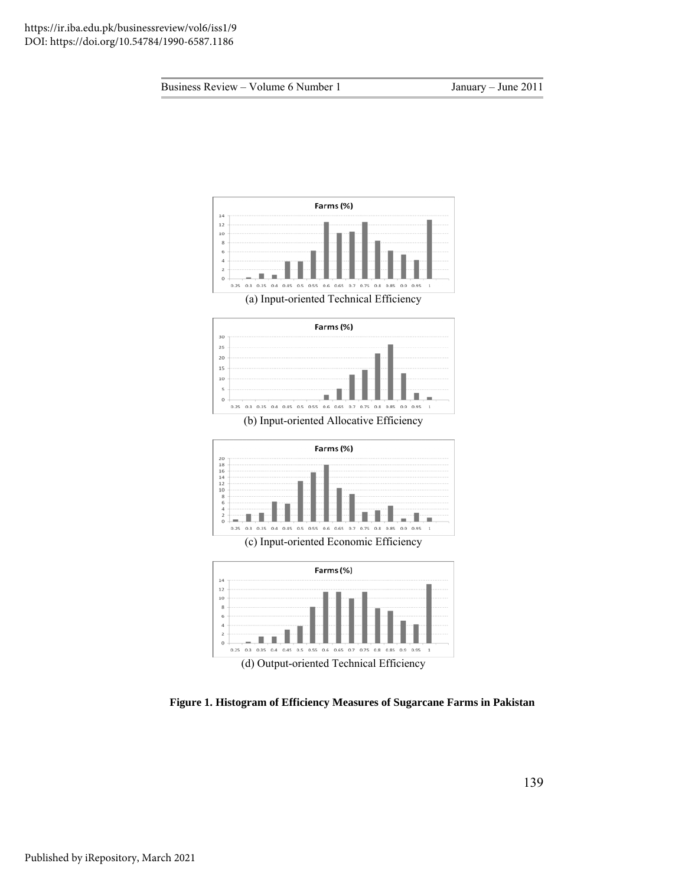(a) Input-oriented Technical Efficiency

(b) Input-oriented Allocative Efficiency

(c) Input-oriented Economic Efficiency

(d) Output-oriented Technical Efficiency

**Figure 1. Histogram of Efficiency Measures of Sugarcane Farms in Pakistan**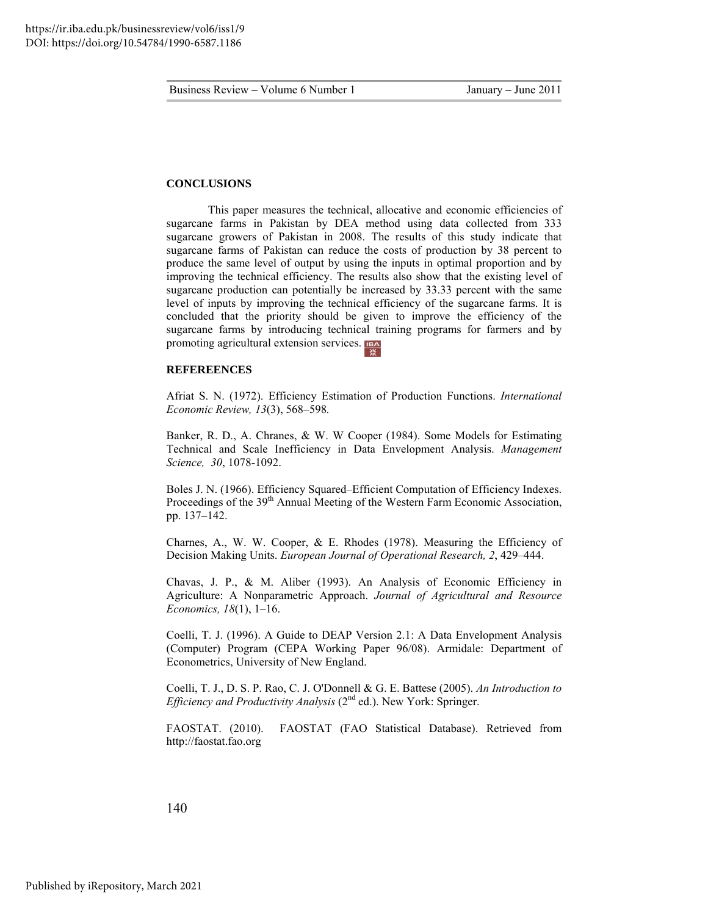## CONCLUSIONS

This paper measures the technical, allocative and economic efficiencies of sugarcane farms in Pakistan by DEA method using data collected from 333 sugarcane growers of Pakistan in 2008. The results of this study indicate that sugarcane farms of Pakistan can reduce the costs of production by 38 percent to produce the same level of output by using the inputs in optimal proportion and by improving the technical efficiency. The results also show that the existing level of sugarcane production can potentially be increased by 33.33 percent with the same level of inputs by improving the technical efficiency of the sugarcane farms. It is concluded that the priority should be given to improve the efficiency of the sugarcane farms by introducing technical training programs for farmers and by promoting agricultural extension services.

## REFEREENCES

Afriat S. N. (1972). Efficiency Estimation of Production Functions. *International Economic Review, 13*(3), 568–598.

Banker, R. D., A. Chranes, & W. W Cooper (1984). Some Models for Estimating Technical and Scale Inefficiency in Data Envelopment Analysis. *Management Science, 30*, 1078-1092.

Boles J. N. (1966). Efficiency Squared–Efficient Computation of Efficiency Indexes. Proceedings of the 39th Annual Meeting of the Western Farm Economic Association, pp. 137–142.

Charnes, A., W. W. Cooper, & E. Rhodes (1978). Measuring the Efficiency of Decision Making Units. *European Journal of Operational Research, 2*, 429–444.

Chavas, J. P., & M. Aliber (1993). An Analysis of Economic Efficiency in Agriculture: A Nonparametric Approach. *Journal of Agricultural and Resource Economics, 18*(1), 1–16.

Coelli, T. J. (1996). A Guide to DEAP Version 2.1: A Data Envelopment Analysis (Computer) Program (CEPA Working Paper 96/08). Armidale: Department of Econometrics, University of New England.

Coelli, T. J., D. S. P. Rao, C. J. O'Donnell & G. E. Battese (2005). *An Introduction to Efficiency and Productivity Analysis* (2nd ed.). New York: Springer.

FAOSTAT. (2010). FAOSTAT (FAO Statistical Database). Retrieved from http://faostat.fao.org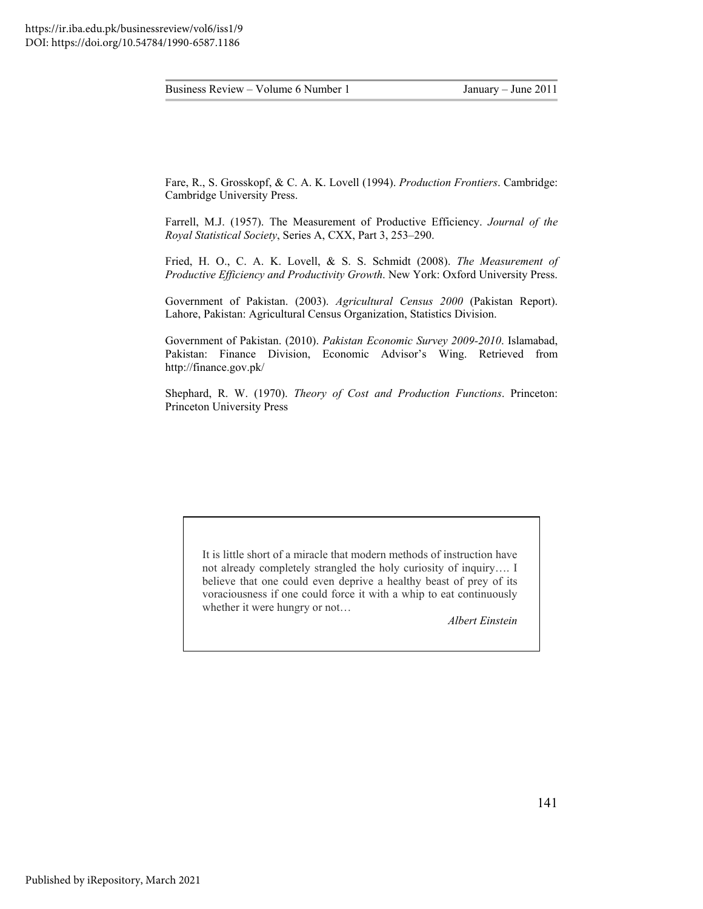Fare, R., S. Grosskopf, & C. A. K. Lovell (1994). *Production Frontiers*. Cambridge: Cambridge University Press.

Farrell, M.J. (1957). The Measurement of Productive Efficiency. *Journal of the Royal Statistical Society*, Series A, CXX, Part 3, 253–290.

Fried, H. O., C. A. K. Lovell, & S. S. Schmidt (2008). *The Measurement of Productive Efficiency and Productivity Growth*. New York: Oxford University Press.

Government of Pakistan. (2003). *Agricultural Census 2000* (Pakistan Report). Lahore, Pakistan: Agricultural Census Organization, Statistics Division.

Government of Pakistan. (2010). *Pakistan Economic Survey 2009-2010*. Islamabad, Pakistan: Finance Division, Economic Advisor's Wing. Retrieved from http://finance.gov.pk/

Shephard, R. W. (1970). *Theory of Cost and Production Functions*. Princeton: Princeton University Press

> It is little short of a miracle that modern methods of instruction have not already completely strangled the holy curiosity of inquiry…. I believe that one could even deprive a healthy beast of prey of its voraciousness if one could force it with a whip to eat continuously whether it were hungry or not…
>
> *Albert Einstein*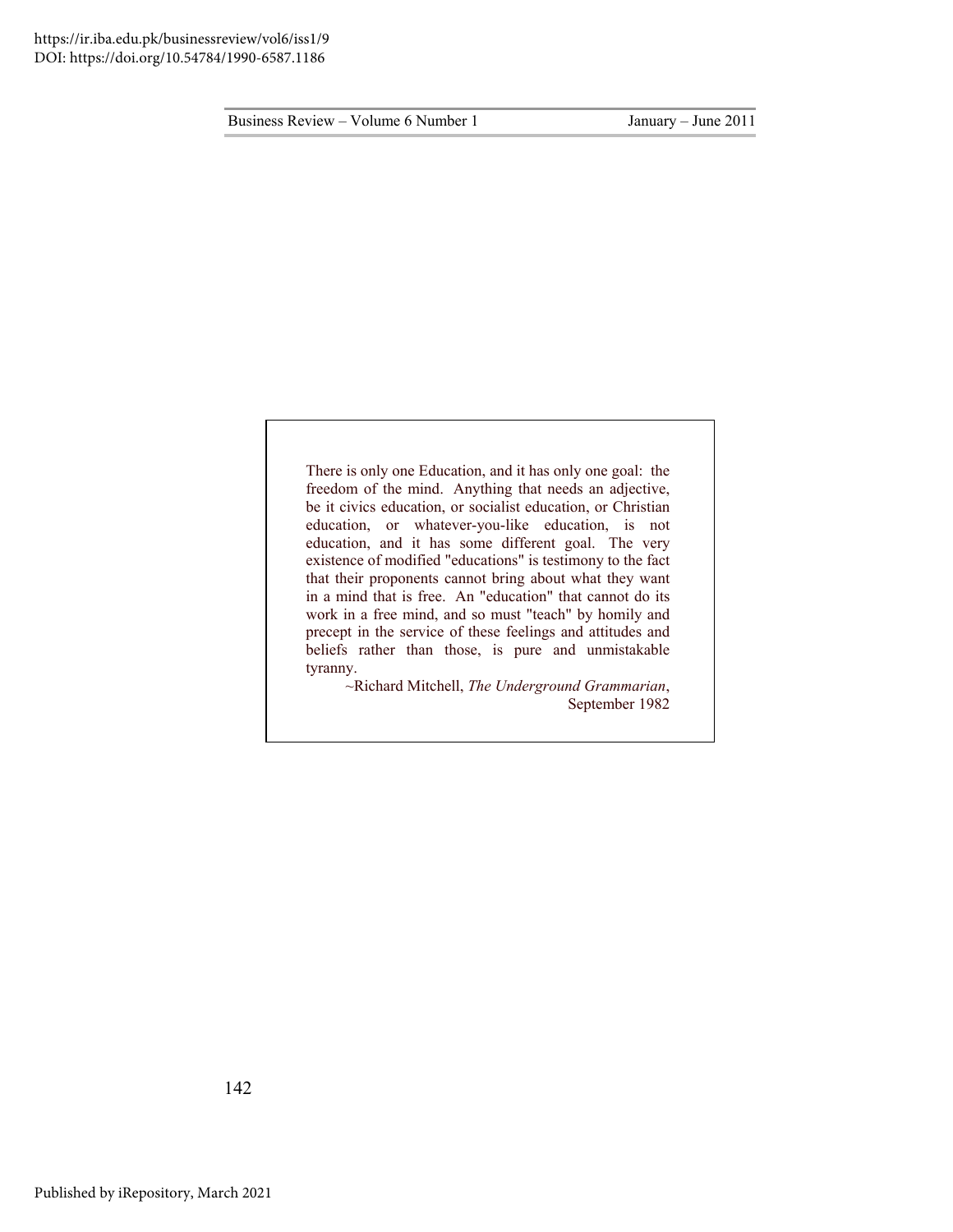There is only one Education, and it has only one goal: the freedom of the mind. Anything that needs an adjective, be it civics education, or socialist education, or Christian education, or whatever-you-like education, is not education, and it has some different goal. The very existence of modified "educations" is testimony to the fact that their proponents cannot bring about what they want in a mind that is free. An "education" that cannot do its work in a free mind, and so must "teach" by homily and precept in the service of these feelings and attitudes and beliefs rather than those, is pure and unmistakable tyranny.

~Richard Mitchell, *The Underground Grammarian*, September 1982